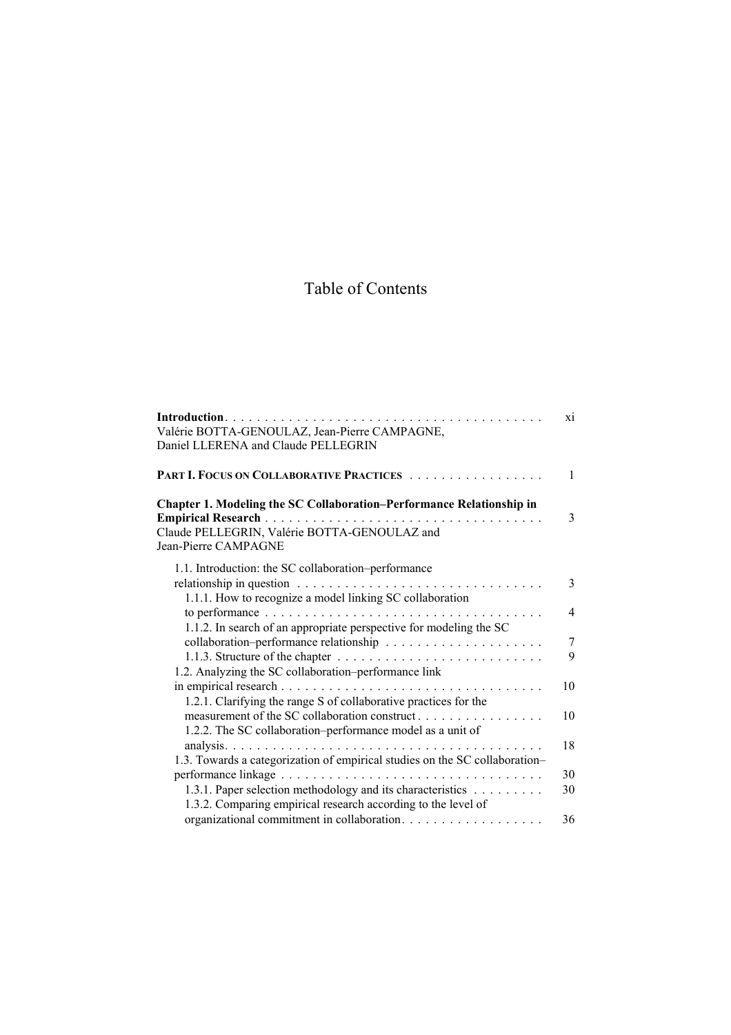# Table of Contents

**Introduction** . . . . . . . . . . . . . . . . . . . . . . . . . . . . . . . . . . . . . . . . xi
Valérie BOTTA-GENOULAZ, Jean-Pierre CAMPAGNE,
Daniel LLERENA and Claude PELLEGRIN

**PART I. FOCUS ON COLLABORATIVE PRACTICES** . . . . . . . . . . . . . . . . . 1

**Chapter 1. Modeling the SC Collaboration–Performance Relationship in Empirical Research** . . . . . . . . . . . . . . . . . . . . . . . . . . . . . . . . . . . 3
Claude PELLEGRIN, Valérie BOTTA-GENOULAZ and
Jean-Pierre CAMPAGNE

1.1. Introduction: the SC collaboration–performance relationship in question . . . . . . . . . . . . . . . . . . . . . . . . . . . . . . . 3
  1.1.1. How to recognize a model linking SC collaboration to performance . . . . . . . . . . . . . . . . . . . . . . . . . . . . . . . . . . . 4
  1.1.2. In search of an appropriate perspective for modeling the SC collaboration–performance relationship . . . . . . . . . . . . . . . . . . . . 7
  1.1.3. Structure of the chapter . . . . . . . . . . . . . . . . . . . . . . . . . . 9
1.2. Analyzing the SC collaboration–performance link in empirical research . . . . . . . . . . . . . . . . . . . . . . . . . . . . . . . . . 10
  1.2.1. Clarifying the range S of collaborative practices for the measurement of the SC collaboration construct . . . . . . . . . . . . . . . . 10
  1.2.2. The SC collaboration–performance model as a unit of analysis . . . . . . . . . . . . . . . . . . . . . . . . . . . . . . . . . . . . . . . . 18
1.3. Towards a categorization of empirical studies on the SC collaboration–performance linkage . . . . . . . . . . . . . . . . . . . . . . . . . . . . . . . . . 30
  1.3.1. Paper selection methodology and its characteristics . . . . . . . . . 30
  1.3.2. Comparing empirical research according to the level of organizational commitment in collaboration . . . . . . . . . . . . . . . . . . 36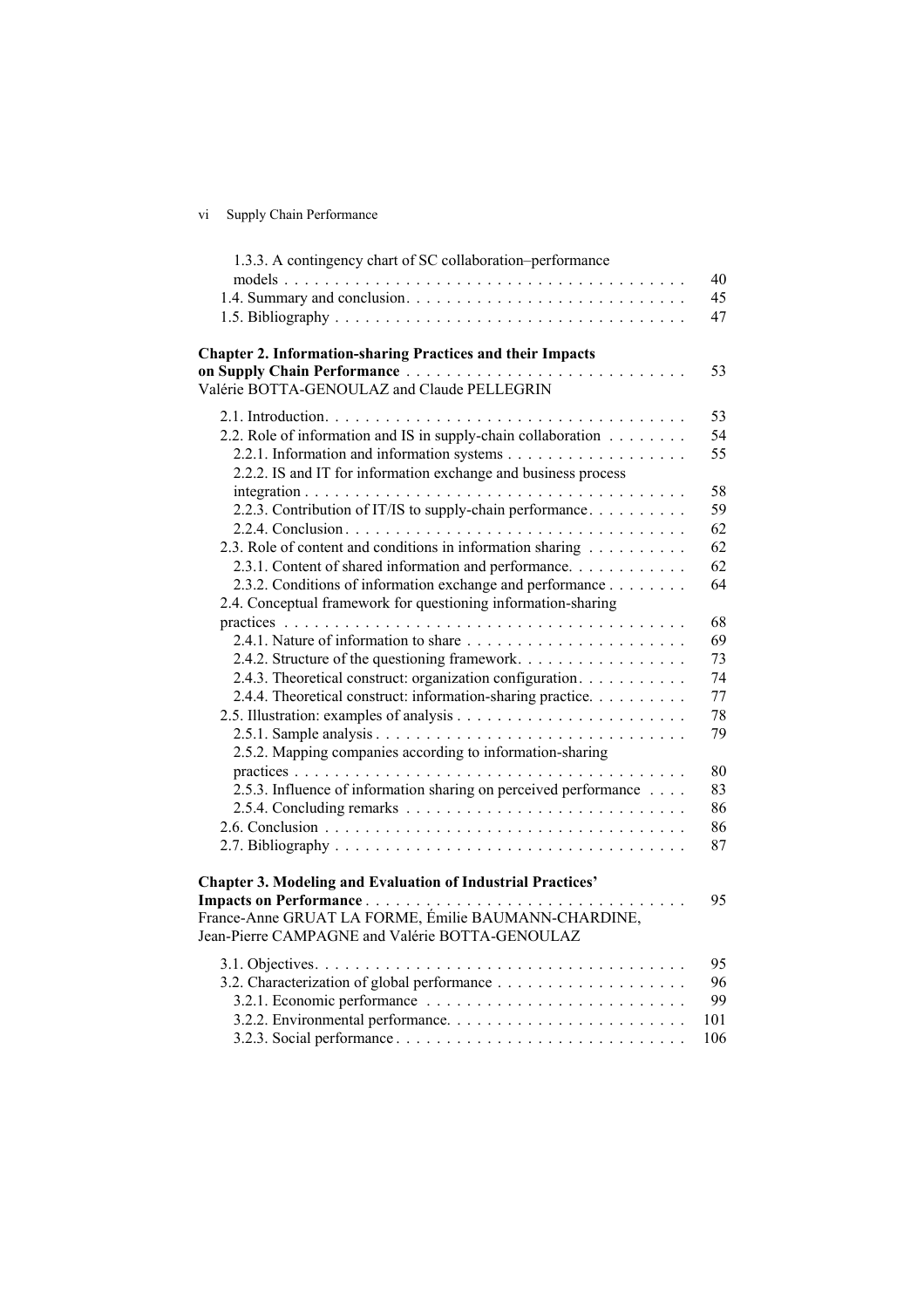1.3.3. A contingency chart of SC collaboration–performance models . . . . . . . . . . . . . . . . . . . . . . . . . . . . . . . . . . . . . . . . 40
1.4. Summary and conclusion . . . . . . . . . . . . . . . . . . . . . . . . . . . . 45
1.5. Bibliography . . . . . . . . . . . . . . . . . . . . . . . . . . . . . . . . . . . 47

**Chapter 2. Information-sharing Practices and their Impacts on Supply Chain Performance** . . . . . . . . . . . . . . . . . . . . . . . . . . . . 53
Valérie BOTTA-GENOULAZ and Claude PELLEGRIN

2.1. Introduction . . . . . . . . . . . . . . . . . . . . . . . . . . . . . . . . . . . 53
2.2. Role of information and IS in supply-chain collaboration . . . . . . . . 54
2.2.1. Information and information systems . . . . . . . . . . . . . . . . . 55
2.2.2. IS and IT for information exchange and business process integration . . . . . . . . . . . . . . . . . . . . . . . . . . . . . . . . . . . 58
2.2.3. Contribution of IT/IS to supply-chain performance . . . . . . . . . . 59
2.2.4. Conclusion . . . . . . . . . . . . . . . . . . . . . . . . . . . . . . . . 62
2.3. Role of content and conditions in information sharing . . . . . . . . . 62
2.3.1. Content of shared information and performance . . . . . . . . . . . 62
2.3.2. Conditions of information exchange and performance . . . . . . . . 64
2.4. Conceptual framework for questioning information-sharing practices . . . . . . . . . . . . . . . . . . . . . . . . . . . . . . . . . . . . . 68
2.4.1. Nature of information to share . . . . . . . . . . . . . . . . . . . . . 69
2.4.2. Structure of the questioning framework . . . . . . . . . . . . . . . . 73
2.4.3. Theoretical construct: organization configuration . . . . . . . . . . 74
2.4.4. Theoretical construct: information-sharing practice . . . . . . . . . 77
2.5. Illustration: examples of analysis . . . . . . . . . . . . . . . . . . . . . 78
2.5.1. Sample analysis . . . . . . . . . . . . . . . . . . . . . . . . . . . . . 79
2.5.2. Mapping companies according to information-sharing practices . . . . . . . . . . . . . . . . . . . . . . . . . . . . . . . . . . . . . 80
2.5.3. Influence of information sharing on perceived performance . . . . 83
2.5.4. Concluding remarks . . . . . . . . . . . . . . . . . . . . . . . . . . . 86
2.6. Conclusion . . . . . . . . . . . . . . . . . . . . . . . . . . . . . . . . . . . 86
2.7. Bibliography . . . . . . . . . . . . . . . . . . . . . . . . . . . . . . . . . . 87

**Chapter 3. Modeling and Evaluation of Industrial Practices' Impacts on Performance** . . . . . . . . . . . . . . . . . . . . . . . . . . . . . . 95
France-Anne GRUAT LA FORME, Émilie BAUMANN-CHARDINE, Jean-Pierre CAMPAGNE and Valérie BOTTA-GENOULAZ

3.1. Objectives . . . . . . . . . . . . . . . . . . . . . . . . . . . . . . . . . . . 95
3.2. Characterization of global performance . . . . . . . . . . . . . . . . . . 96
3.2.1. Economic performance . . . . . . . . . . . . . . . . . . . . . . . . . . 99
3.2.2. Environmental performance . . . . . . . . . . . . . . . . . . . . . . . 101
3.2.3. Social performance . . . . . . . . . . . . . . . . . . . . . . . . . . . . 106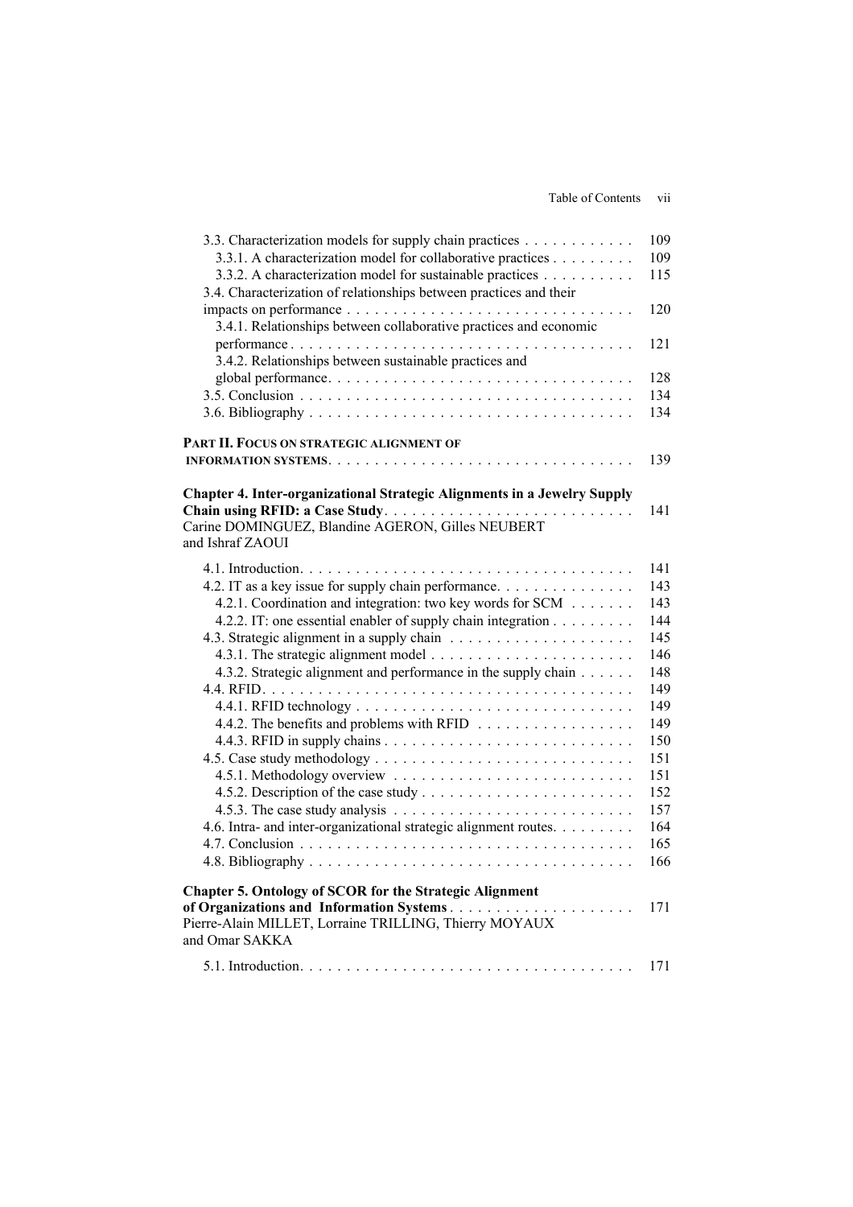3.3. Characterization models for supply chain practices . . . . . . . . . . . . 109
  3.3.1. A characterization model for collaborative practices . . . . . . . . . 109
  3.3.2. A characterization model for sustainable practices . . . . . . . . . . 115
3.4. Characterization of relationships between practices and their impacts on performance . . . . . . . . . . . . . . . . . . . . . . . . . . . . . . . 120
  3.4.1. Relationships between collaborative practices and economic performance . . . . . . . . . . . . . . . . . . . . . . . . . . . . . . . . . . . . 121
  3.4.2. Relationships between sustainable practices and global performance. . . . . . . . . . . . . . . . . . . . . . . . . . . . . . . . . 128
3.5. Conclusion . . . . . . . . . . . . . . . . . . . . . . . . . . . . . . . . . . . . 134
3.6. Bibliography . . . . . . . . . . . . . . . . . . . . . . . . . . . . . . . . . . . 134

**PART II. FOCUS ON STRATEGIC ALIGNMENT OF INFORMATION SYSTEMS**. . . . . . . . . . . . . . . . . . . . . . . . . . . . . . . . 139

**Chapter 4. Inter-organizational Strategic Alignments in a Jewelry Supply Chain using RFID: a Case Study**. . . . . . . . . . . . . . . . . . . . . . . . . . . 141
Carine DOMINGUEZ, Blandine AGERON, Gilles NEUBERT and Ishraf ZAOUI

4.1. Introduction. . . . . . . . . . . . . . . . . . . . . . . . . . . . . . . . . . . . 141
4.2. IT as a key issue for supply chain performance. . . . . . . . . . . . . . . 143
  4.2.1. Coordination and integration: two key words for SCM . . . . . . . 143
  4.2.2. IT: one essential enabler of supply chain integration . . . . . . . . . 144
4.3. Strategic alignment in a supply chain . . . . . . . . . . . . . . . . . . . . 145
  4.3.1. The strategic alignment model . . . . . . . . . . . . . . . . . . . . . . 146
  4.3.2. Strategic alignment and performance in the supply chain . . . . . . 148
4.4. RFID. . . . . . . . . . . . . . . . . . . . . . . . . . . . . . . . . . . . . . . . 149
  4.4.1. RFID technology . . . . . . . . . . . . . . . . . . . . . . . . . . . . . . 149
  4.4.2. The benefits and problems with RFID . . . . . . . . . . . . . . . . . 149
  4.4.3. RFID in supply chains . . . . . . . . . . . . . . . . . . . . . . . . . . . 150
4.5. Case study methodology . . . . . . . . . . . . . . . . . . . . . . . . . . . . 151
  4.5.1. Methodology overview . . . . . . . . . . . . . . . . . . . . . . . . . . 151
  4.5.2. Description of the case study . . . . . . . . . . . . . . . . . . . . . . . 152
  4.5.3. The case study analysis . . . . . . . . . . . . . . . . . . . . . . . . . . 157
4.6. Intra- and inter-organizational strategic alignment routes. . . . . . . . . 164
4.7. Conclusion . . . . . . . . . . . . . . . . . . . . . . . . . . . . . . . . . . . . 165
4.8. Bibliography . . . . . . . . . . . . . . . . . . . . . . . . . . . . . . . . . . . 166

**Chapter 5. Ontology of SCOR for the Strategic Alignment of Organizations and Information Systems** . . . . . . . . . . . . . . . . . . . . 171
Pierre-Alain MILLET, Lorraine TRILLING, Thierry MOYAUX and Omar SAKKA

5.1. Introduction. . . . . . . . . . . . . . . . . . . . . . . . . . . . . . . . . . . . 171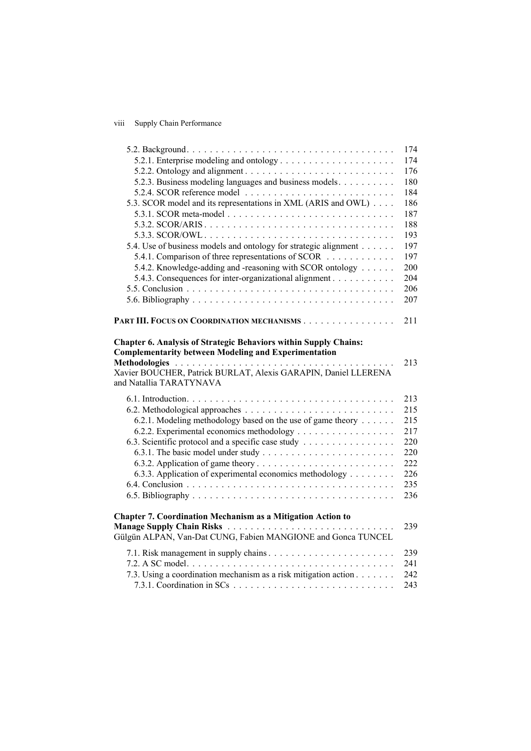5.2. Background . . . . . . . . . . 174
5.2.1. Enterprise modeling and ontology . . . . . . . . . . 174
5.2.2. Ontology and alignment . . . . . . . . . . 176
5.2.3. Business modeling languages and business models . . . . . . . . . . 180
5.2.4. SCOR reference model . . . . . . . . . . 184
5.3. SCOR model and its representations in XML (ARIS and OWL) . . . . 186
5.3.1. SCOR meta-model . . . . . . . . . . 187
5.3.2. SCOR/ARIS . . . . . . . . . . 188
5.3.3. SCOR/OWL . . . . . . . . . . 193
5.4. Use of business models and ontology for strategic alignment . . . . . . 197
5.4.1. Comparison of three representations of SCOR . . . . . . . . . . 197
5.4.2. Knowledge-adding and -reasoning with SCOR ontology . . . . . . 200
5.4.3. Consequences for inter-organizational alignment . . . . . . . . . . 204
5.5. Conclusion . . . . . . . . . . 206
5.6. Bibliography . . . . . . . . . . 207

**PART III. FOCUS ON COORDINATION MECHANISMS** . . . . . . . . . . 211

**Chapter 6. Analysis of Strategic Behaviors within Supply Chains: Complementarity between Modeling and Experimentation Methodologies** . . . . . . . . . . 213
Xavier BOUCHER, Patrick BURLAT, Alexis GARAPIN, Daniel LLERENA and Natallia TARATYNAVA

6.1. Introduction . . . . . . . . . . 213
6.2. Methodological approaches . . . . . . . . . . 215
6.2.1. Modeling methodology based on the use of game theory . . . . . . 215
6.2.2. Experimental economics methodology . . . . . . . . . . 217
6.3. Scientific protocol and a specific case study . . . . . . . . . . 220
6.3.1. The basic model under study . . . . . . . . . . 220
6.3.2. Application of game theory . . . . . . . . . . 222
6.3.3. Application of experimental economics methodology . . . . . . . . 226
6.4. Conclusion . . . . . . . . . . 235
6.5. Bibliography . . . . . . . . . . 236

**Chapter 7. Coordination Mechanism as a Mitigation Action to Manage Supply Chain Risks** . . . . . . . . . . 239
Gülgün ALPAN, Van-Dat CUNG, Fabien MANGIONE and Gonca TUNCEL

7.1. Risk management in supply chains . . . . . . . . . . 239
7.2. A SC model . . . . . . . . . . 241
7.3. Using a coordination mechanism as a risk mitigation action . . . . . . . 242
7.3.1. Coordination in SCs . . . . . . . . . . 243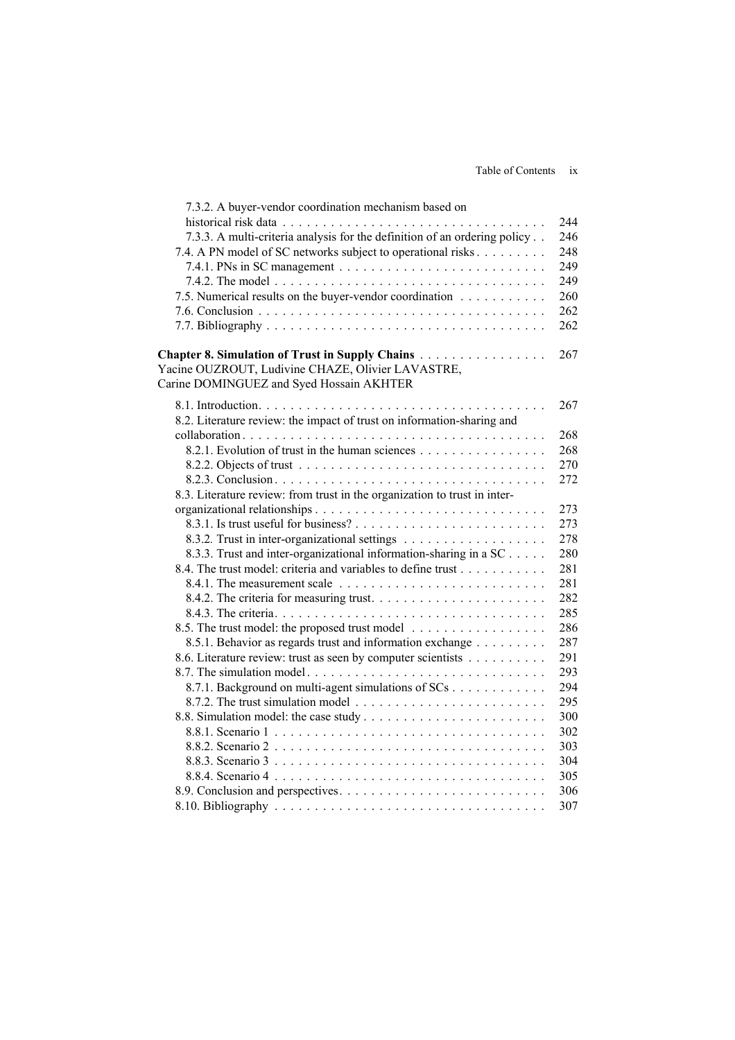7.3.2. A buyer-vendor coordination mechanism based on historical risk data . . . . . . . . . . 244
7.3.3. A multi-criteria analysis for the definition of an ordering policy . . 246
7.4. A PN model of SC networks subject to operational risks . . . . . . . . . 248
7.4.1. PNs in SC management . . . . . . . . . . 249
7.4.2. The model . . . . . . . . . . 249
7.5. Numerical results on the buyer-vendor coordination . . . . . . . . . . 260
7.6. Conclusion . . . . . . . . . . 262
7.7. Bibliography . . . . . . . . . . 262

**Chapter 8. Simulation of Trust in Supply Chains** . . . . . . . . . . 267
Yacine OUZROUT, Ludivine CHAZE, Olivier LAVASTRE, Carine DOMINGUEZ and Syed Hossain AKHTER

8.1. Introduction. . . . . . . . . . 267
8.2. Literature review: the impact of trust on information-sharing and collaboration . . . . . . . . . . 268
8.2.1. Evolution of trust in the human sciences . . . . . . . . . . 268
8.2.2. Objects of trust . . . . . . . . . . 270
8.2.3. Conclusion . . . . . . . . . . 272
8.3. Literature review: from trust in the organization to trust in inter-organizational relationships . . . . . . . . . . 273
8.3.1. Is trust useful for business? . . . . . . . . . . 273
8.3.2. Trust in inter-organizational settings . . . . . . . . . . 278
8.3.3. Trust and inter-organizational information-sharing in a SC . . . . . 280
8.4. The trust model: criteria and variables to define trust . . . . . . . . . . 281
8.4.1. The measurement scale . . . . . . . . . . 281
8.4.2. The criteria for measuring trust. . . . . . . . . . . 282
8.4.3. The criteria. . . . . . . . . . . 285
8.5. The trust model: the proposed trust model . . . . . . . . . . 286
8.5.1. Behavior as regards trust and information exchange . . . . . . . . . 287
8.6. Literature review: trust as seen by computer scientists . . . . . . . . . . 291
8.7. The simulation model. . . . . . . . . . . 293
8.7.1. Background on multi-agent simulations of SCs . . . . . . . . . . 294
8.7.2. The trust simulation model . . . . . . . . . . 295
8.8. Simulation model: the case study . . . . . . . . . . 300
8.8.1. Scenario 1 . . . . . . . . . . 302
8.8.2. Scenario 2 . . . . . . . . . . 303
8.8.3. Scenario 3 . . . . . . . . . . 304
8.8.4. Scenario 4 . . . . . . . . . . 305
8.9. Conclusion and perspectives. . . . . . . . . . . 306
8.10. Bibliography . . . . . . . . . . 307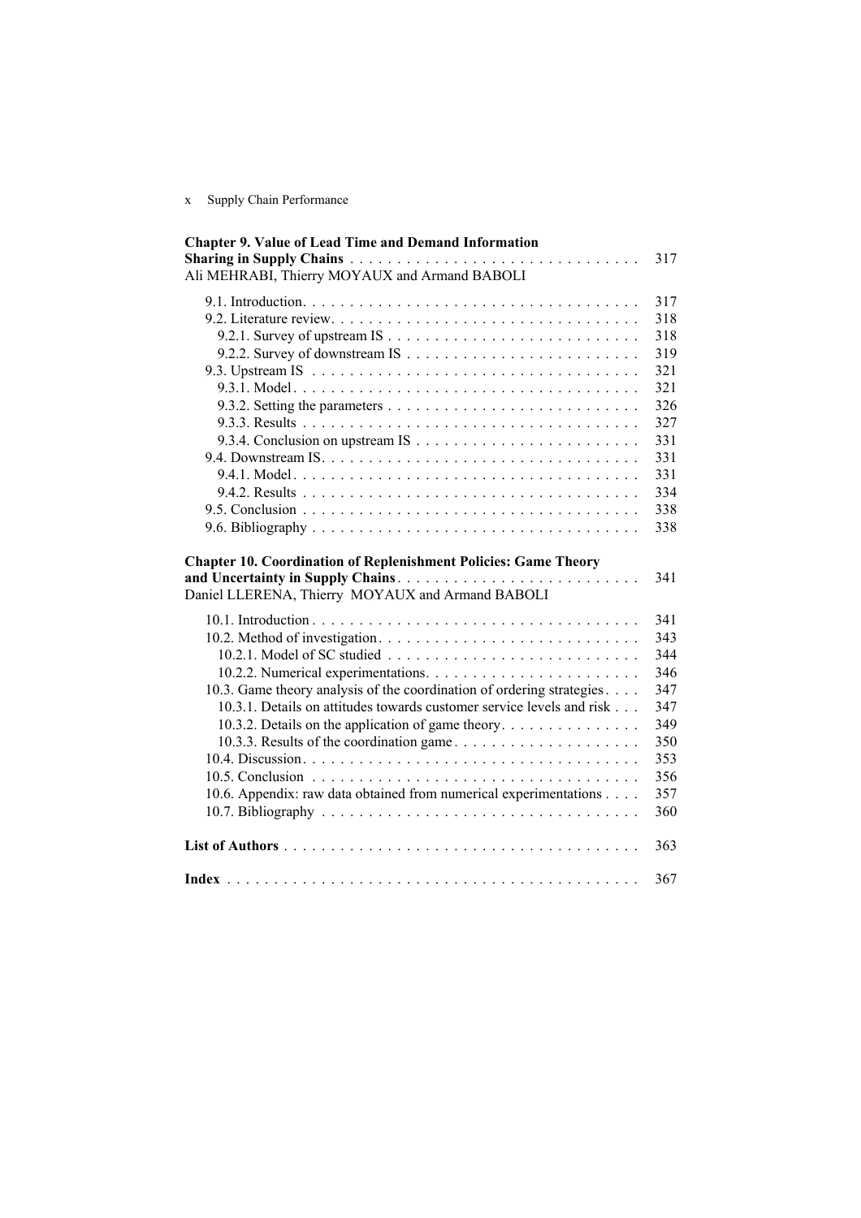**Chapter 9. Value of Lead Time and Demand Information Sharing in Supply Chains** . . . . . . . . . . . . . . . . . . . . . . . . . . . . . . . 317
Ali MEHRABI, Thierry MOYAUX and Armand BABOLI

9.1. Introduction. . . . . . . . . . . . . . . . . . . . . . . . . . . . . . . . . . . 317
9.2. Literature review. . . . . . . . . . . . . . . . . . . . . . . . . . . . . . . . . 318
9.2.1. Survey of upstream IS . . . . . . . . . . . . . . . . . . . . . . . . . . . 318
9.2.2. Survey of downstream IS . . . . . . . . . . . . . . . . . . . . . . . . . 319
9.3. Upstream IS . . . . . . . . . . . . . . . . . . . . . . . . . . . . . . . . . . 321
9.3.1. Model. . . . . . . . . . . . . . . . . . . . . . . . . . . . . . . . . . . . 321
9.3.2. Setting the parameters . . . . . . . . . . . . . . . . . . . . . . . . . . 326
9.3.3. Results . . . . . . . . . . . . . . . . . . . . . . . . . . . . . . . . . . . 327
9.3.4. Conclusion on upstream IS . . . . . . . . . . . . . . . . . . . . . . . . 331
9.4. Downstream IS. . . . . . . . . . . . . . . . . . . . . . . . . . . . . . . . . 331
9.4.1. Model. . . . . . . . . . . . . . . . . . . . . . . . . . . . . . . . . . . . 331
9.4.2. Results . . . . . . . . . . . . . . . . . . . . . . . . . . . . . . . . . . . 334
9.5. Conclusion . . . . . . . . . . . . . . . . . . . . . . . . . . . . . . . . . . . 338
9.6. Bibliography . . . . . . . . . . . . . . . . . . . . . . . . . . . . . . . . . . 338

**Chapter 10. Coordination of Replenishment Policies: Game Theory and Uncertainty in Supply Chains** . . . . . . . . . . . . . . . . . . . . . . . . . . 341
Daniel LLERENA, Thierry MOYAUX and Armand BABOLI

10.1. Introduction . . . . . . . . . . . . . . . . . . . . . . . . . . . . . . . . . . 341
10.2. Method of investigation. . . . . . . . . . . . . . . . . . . . . . . . . . . . 343
10.2.1. Model of SC studied . . . . . . . . . . . . . . . . . . . . . . . . . . . 344
10.2.2. Numerical experimentations. . . . . . . . . . . . . . . . . . . . . . . 346
10.3. Game theory analysis of the coordination of ordering strategies . . . . 347
10.3.1. Details on attitudes towards customer service levels and risk . . . 347
10.3.2. Details on the application of game theory. . . . . . . . . . . . . . . 349
10.3.3. Results of the coordination game . . . . . . . . . . . . . . . . . . . . 350
10.4. Discussion. . . . . . . . . . . . . . . . . . . . . . . . . . . . . . . . . . . 353
10.5. Conclusion . . . . . . . . . . . . . . . . . . . . . . . . . . . . . . . . . . 356
10.6. Appendix: raw data obtained from numerical experimentations . . . . 357
10.7. Bibliography . . . . . . . . . . . . . . . . . . . . . . . . . . . . . . . . . 360

**List of Authors** . . . . . . . . . . . . . . . . . . . . . . . . . . . . . . . . . . . . 363

**Index** . . . . . . . . . . . . . . . . . . . . . . . . . . . . . . . . . . . . . . . . . 367